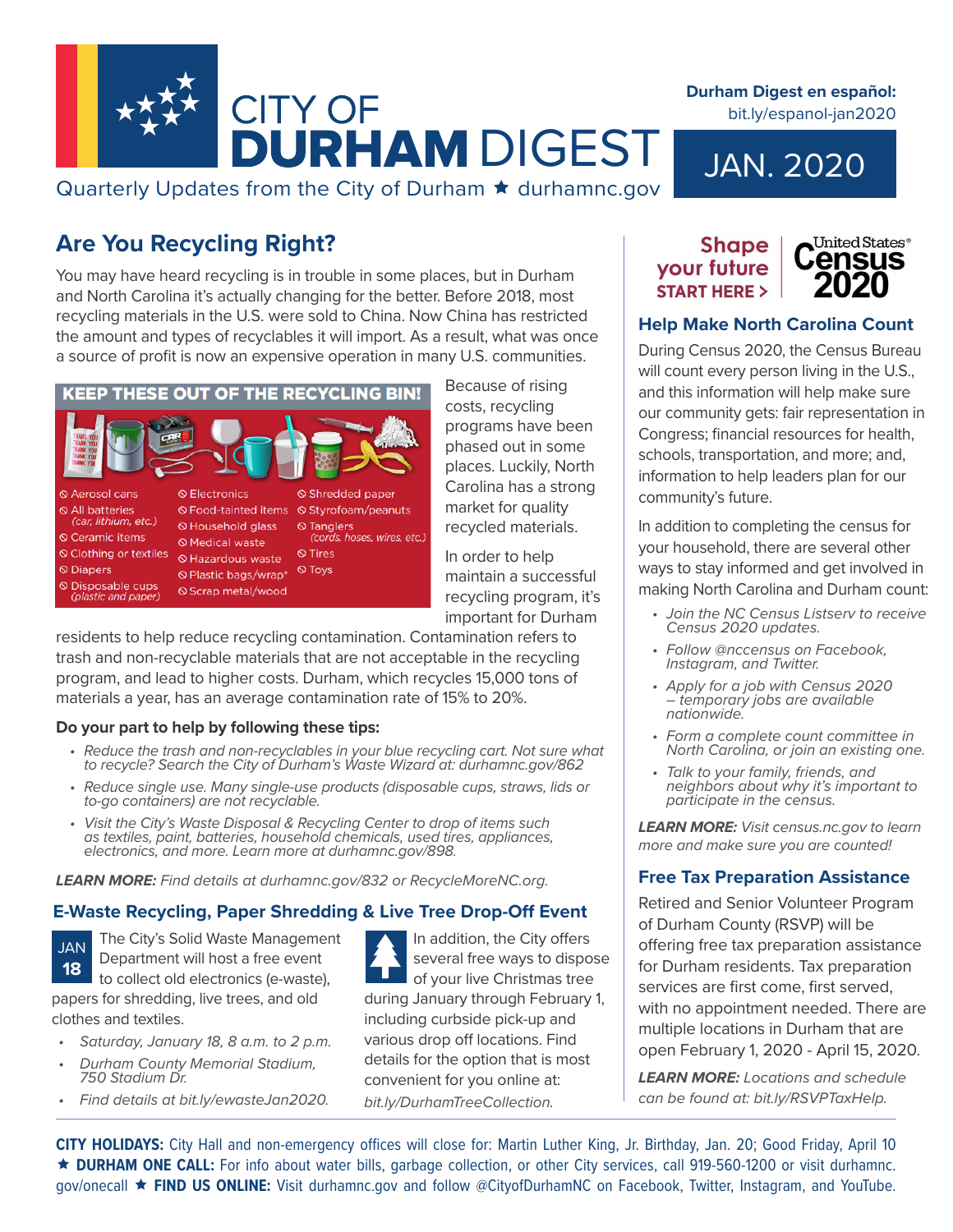# CITY OF DURHAM DIGEST

Quarterly Updates from the City of Durham ★ durhamnc.gov

**Durham Digest en español:** bit.ly/espanol-jan2020

JAN. 2020

## Are You Recycling Right?

You may have heard recycling is in trouble in some places, but in Durham and North Carolina it's actually changing for the better. Before 2018, most recycling materials in the U.S. were sold to China. Now China has restricted the amount and types of recyclables it will import. As a result, what was once a source of profit is now an expensive operation in many U.S. communities.

**KEEP THESE OUT OF THE RECYCLING BIN!**

- Aerosol cans
- All batteries (car, lithium, etc.)
- Ceramic items
- Clothing or textiles
- Diapers
- Disposable cups (plastic and paper)
- Electronics
- Food-tainted items
- Household glass
- Medical waste
- Hazardous waste
- Plastic bags/wrap*
- Scrap metal/wood
- Shredded paper
- Styrofoam/peanuts
- Tanglers (cords, hoses, wires, etc.)
- Tires
- Toys

Because of rising costs, recycling programs have been phased out in some places. Luckily, North Carolina has a strong market for quality recycled materials.

In order to help maintain a successful recycling program, it's important for Durham residents to help reduce recycling contamination. Contamination refers to trash and non-recyclable materials that are not acceptable in the recycling program, and lead to higher costs. Durham, which recycles 15,000 tons of materials a year, has an average contamination rate of 15% to 20%.

**Do your part to help by following these tips:**

- *Reduce the trash and non-recyclables in your blue recycling cart. Not sure what to recycle? Search the City of Durham's Waste Wizard at: durhamnc.gov/862*
- *Reduce single use. Many single-use products (disposable cups, straws, lids or to-go containers) are not recyclable.*
- *Visit the City's Waste Disposal & Recycling Center to drop of items such as textiles, paint, batteries, household chemicals, used tires, appliances, electronics, and more. Learn more at durhamnc.gov/898.*

***LEARN MORE:*** *Find details at durhamnc.gov/832 or RecycleMoreNC.org.*

## E-Waste Recycling, Paper Shredding & Live Tree Drop-Off Event

JAN 18

The City's Solid Waste Management Department will host a free event to collect old electronics (e-waste), papers for shredding, live trees, and old clothes and textiles.

- *Saturday, January 18, 8 a.m. to 2 p.m.*
- *Durham County Memorial Stadium, 750 Stadium Dr.*
- *Find details at bit.ly/ewasteJan2020.*

In addition, the City offers several free ways to dispose of your live Christmas tree during January through February 1, including curbside pick-up and various drop off locations. Find details for the option that is most convenient for you online at: *bit.ly/DurhamTreeCollection.*

Shape your future START HERE > United States Census 2020

## Help Make North Carolina Count

During Census 2020, the Census Bureau will count every person living in the U.S., and this information will help make sure our community gets: fair representation in Congress; financial resources for health, schools, transportation, and more; and, information to help leaders plan for our community's future.

In addition to completing the census for your household, there are several other ways to stay informed and get involved in making North Carolina and Durham count:

- *Join the NC Census Listserv to receive Census 2020 updates.*
- *Follow @nccensus on Facebook, Instagram, and Twitter.*
- *Apply for a job with Census 2020 – temporary jobs are available nationwide.*
- *Form a complete count committee in North Carolina, or join an existing one.*
- *Talk to your family, friends, and neighbors about why it's important to participate in the census.*

***LEARN MORE:*** *Visit census.nc.gov to learn more and make sure you are counted!*

## Free Tax Preparation Assistance

Retired and Senior Volunteer Program of Durham County (RSVP) will be offering free tax preparation assistance for Durham residents. Tax preparation services are first come, first served, with no appointment needed. There are multiple locations in Durham that are open February 1, 2020 - April 15, 2020.

***LEARN MORE:*** *Locations and schedule can be found at: bit.ly/RSVPTaxHelp.*

---

**CITY HOLIDAYS:** City Hall and non-emergency offices will close for: Martin Luther King, Jr. Birthday, Jan. 20; Good Friday, April 10 ★ **DURHAM ONE CALL:** For info about water bills, garbage collection, or other City services, call 919-560-1200 or visit durhamnc.gov/onecall ★ **FIND US ONLINE:** Visit durhamnc.gov and follow @CityofDurhamNC on Facebook, Twitter, Instagram, and YouTube.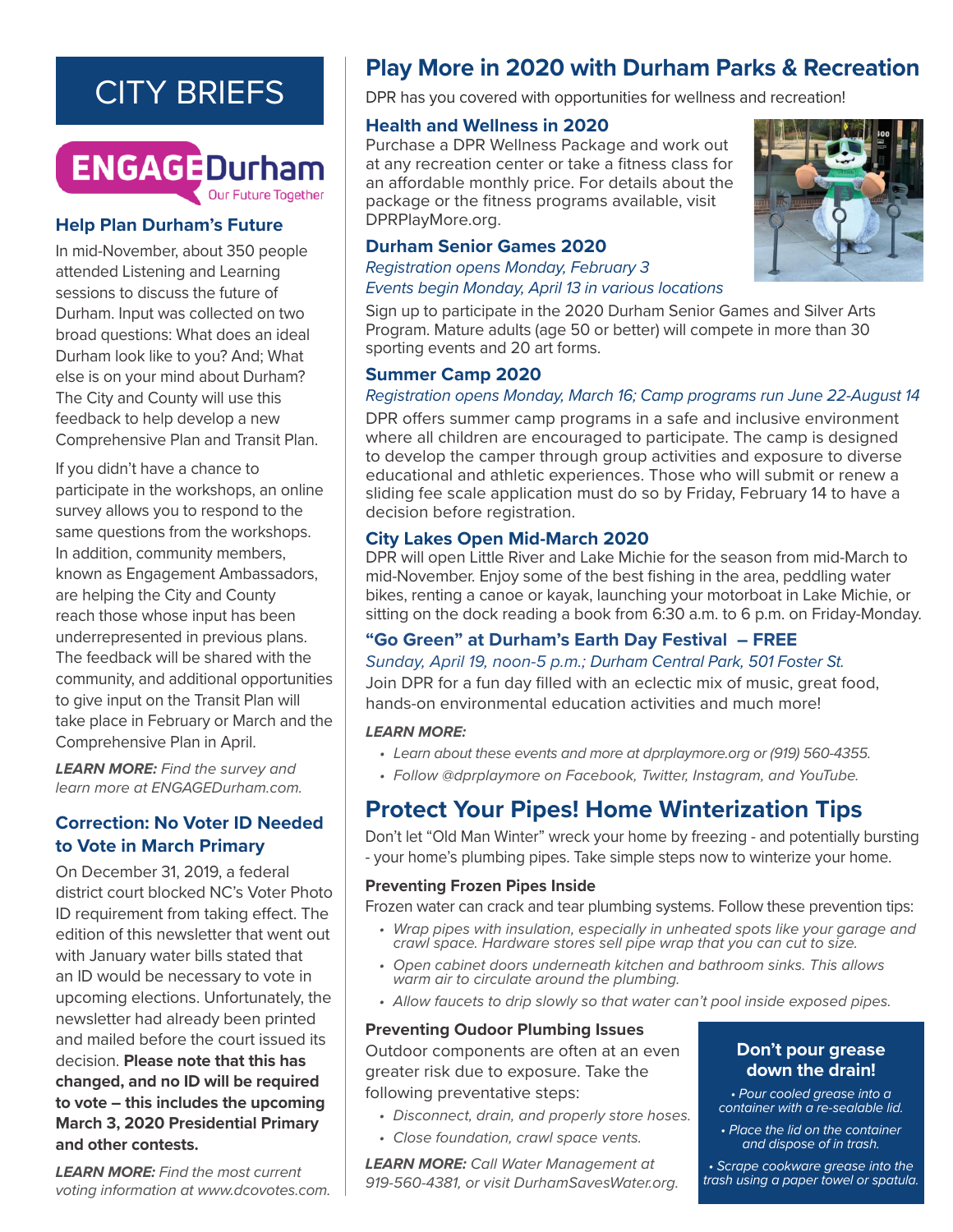# CITY BRIEFS

**ENGAGEDurham**
Our Future Together

### Help Plan Durham's Future

In mid-November, about 350 people attended Listening and Learning sessions to discuss the future of Durham. Input was collected on two broad questions: What does an ideal Durham look like to you? And; What else is on your mind about Durham? The City and County will use this feedback to help develop a new Comprehensive Plan and Transit Plan.

If you didn't have a chance to participate in the workshops, an online survey allows you to respond to the same questions from the workshops. In addition, community members, known as Engagement Ambassadors, are helping the City and County reach those whose input has been underrepresented in previous plans. The feedback will be shared with the community, and additional opportunities to give input on the Transit Plan will take place in February or March and the Comprehensive Plan in April.

***LEARN MORE:*** *Find the survey and learn more at ENGAGEDurham.com.*

### Correction: No Voter ID Needed to Vote in March Primary

On December 31, 2019, a federal district court blocked NC's Voter Photo ID requirement from taking effect. The edition of this newsletter that went out with January water bills stated that an ID would be necessary to vote in upcoming elections. Unfortunately, the newsletter had already been printed and mailed before the court issued its decision. **Please note that this has changed, and no ID will be required to vote – this includes the upcoming March 3, 2020 Presidential Primary and other contests.**

***LEARN MORE:*** *Find the most current voting information at www.dcovotes.com.*

## Play More in 2020 with Durham Parks & Recreation

DPR has you covered with opportunities for wellness and recreation!

### Health and Wellness in 2020

Purchase a DPR Wellness Package and work out at any recreation center or take a fitness class for an affordable monthly price. For details about the package or the fitness programs available, visit DPRPlayMore.org.

### Durham Senior Games 2020

*Registration opens Monday, February 3*
*Events begin Monday, April 13 in various locations*

Sign up to participate in the 2020 Durham Senior Games and Silver Arts Program. Mature adults (age 50 or better) will compete in more than 30 sporting events and 20 art forms.

### Summer Camp 2020

*Registration opens Monday, March 16; Camp programs run June 22-August 14*

DPR offers summer camp programs in a safe and inclusive environment where all children are encouraged to participate. The camp is designed to develop the camper through group activities and exposure to diverse educational and athletic experiences. Those who will submit or renew a sliding fee scale application must do so by Friday, February 14 to have a decision before registration.

### City Lakes Open Mid-March 2020

DPR will open Little River and Lake Michie for the season from mid-March to mid-November. Enjoy some of the best fishing in the area, peddling water bikes, renting a canoe or kayak, launching your motorboat in Lake Michie, or sitting on the dock reading a book from 6:30 a.m. to 6 p.m. on Friday-Monday.

### "Go Green" at Durham's Earth Day Festival – FREE

*Sunday, April 19, noon-5 p.m.; Durham Central Park, 501 Foster St.*

Join DPR for a fun day filled with an eclectic mix of music, great food, hands-on environmental education activities and much more!

***LEARN MORE:***

- *Learn about these events and more at dprplaymore.org or (919) 560-4355.*
- *Follow @dprplaymore on Facebook, Twitter, Instagram, and YouTube.*

## Protect Your Pipes! Home Winterization Tips

Don't let "Old Man Winter" wreck your home by freezing - and potentially bursting - your home's plumbing pipes. Take simple steps now to winterize your home.

#### Preventing Frozen Pipes Inside

Frozen water can crack and tear plumbing systems. Follow these prevention tips:

- *Wrap pipes with insulation, especially in unheated spots like your garage and crawl space. Hardware stores sell pipe wrap that you can cut to size.*
- *Open cabinet doors underneath kitchen and bathroom sinks. This allows warm air to circulate around the plumbing.*
- *Allow faucets to drip slowly so that water can't pool inside exposed pipes.*

#### Preventing Oudoor Plumbing Issues

Outdoor components are often at an even greater risk due to exposure. Take the following preventative steps:

- *Disconnect, drain, and properly store hoses.*
- *Close foundation, crawl space vents.*

***LEARN MORE:*** *Call Water Management at 919-560-4381, or visit DurhamSavesWater.org.*

#### Don't pour grease down the drain!

- *Pour cooled grease into a container with a re-sealable lid.*
- *Place the lid on the container and dispose of in trash.*
- *Scrape cookware grease into the trash using a paper towel or spatula.*